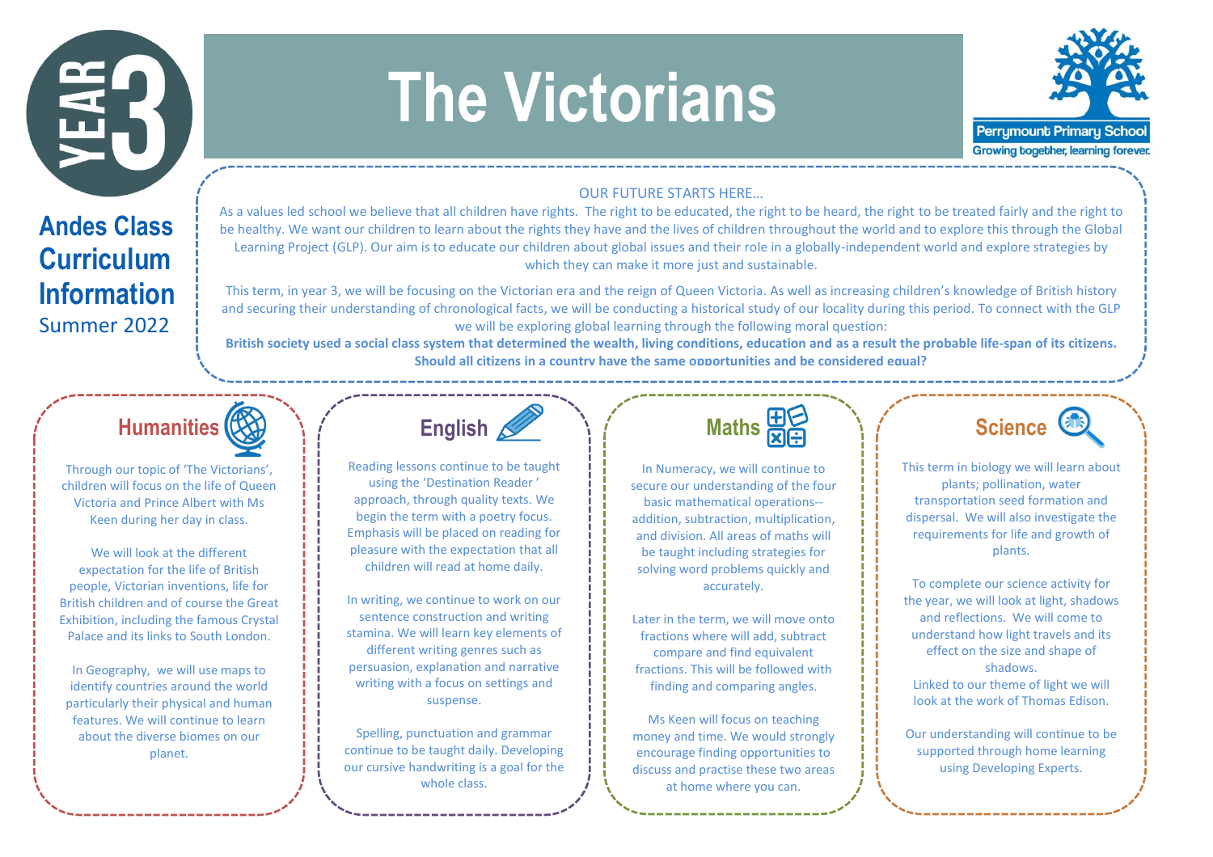# The Victorians

**YEAR 3**

Perrymount Primary School
Growing together, learning forever.

## Andes Class Curriculum Information
Summer 2022

OUR FUTURE STARTS HERE…

As a values led school we believe that all children have rights. The right to be educated, the right to be heard, the right to be treated fairly and the right to be healthy. We want our children to learn about the rights they have and the lives of children throughout the world and to explore this through the Global Learning Project (GLP). Our aim is to educate our children about global issues and their role in a globally-independent world and explore strategies by which they can make it more just and sustainable.

This term, in year 3, we will be focusing on the Victorian era and the reign of Queen Victoria. As well as increasing children's knowledge of British history and securing their understanding of chronological facts, we will be conducting a historical study of our locality during this period. To connect with the GLP we will be exploring global learning through the following moral question:

**British society used a social class system that determined the wealth, living conditions, education and as a result the probable life-span of its citizens. Should all citizens in a country have the same opportunities and be considered equal?**

## Humanities

Through our topic of 'The Victorians', children will focus on the life of Queen Victoria and Prince Albert with Ms Keen during her day in class.

We will look at the different expectation for the life of British people, Victorian inventions, life for British children and of course the Great Exhibition, including the famous Crystal Palace and its links to South London.

In Geography, we will use maps to identify countries around the world particularly their physical and human features. We will continue to learn about the diverse biomes on our planet.

## English

Reading lessons continue to be taught using the 'Destination Reader' approach, through quality texts. We begin the term with a poetry focus. Emphasis will be placed on reading for pleasure with the expectation that all children will read at home daily.

In writing, we continue to work on our sentence construction and writing stamina. We will learn key elements of different writing genres such as persuasion, explanation and narrative writing with a focus on settings and suspense.

Spelling, punctuation and grammar continue to be taught daily. Developing our cursive handwriting is a goal for the whole class.

## Maths

In Numeracy, we will continue to secure our understanding of the four basic mathematical operations-- addition, subtraction, multiplication, and division. All areas of maths will be taught including strategies for solving word problems quickly and accurately.

Later in the term, we will move onto fractions where will add, subtract compare and find equivalent fractions. This will be followed with finding and comparing angles.

Ms Keen will focus on teaching money and time. We would strongly encourage finding opportunities to discuss and practise these two areas at home where you can.

## Science

This term in biology we will learn about plants; pollination, water transportation seed formation and dispersal. We will also investigate the requirements for life and growth of plants.

To complete our science activity for the year, we will look at light, shadows and reflections. We will come to understand how light travels and its effect on the size and shape of shadows.
Linked to our theme of light we will look at the work of Thomas Edison.

Our understanding will continue to be supported through home learning using Developing Experts.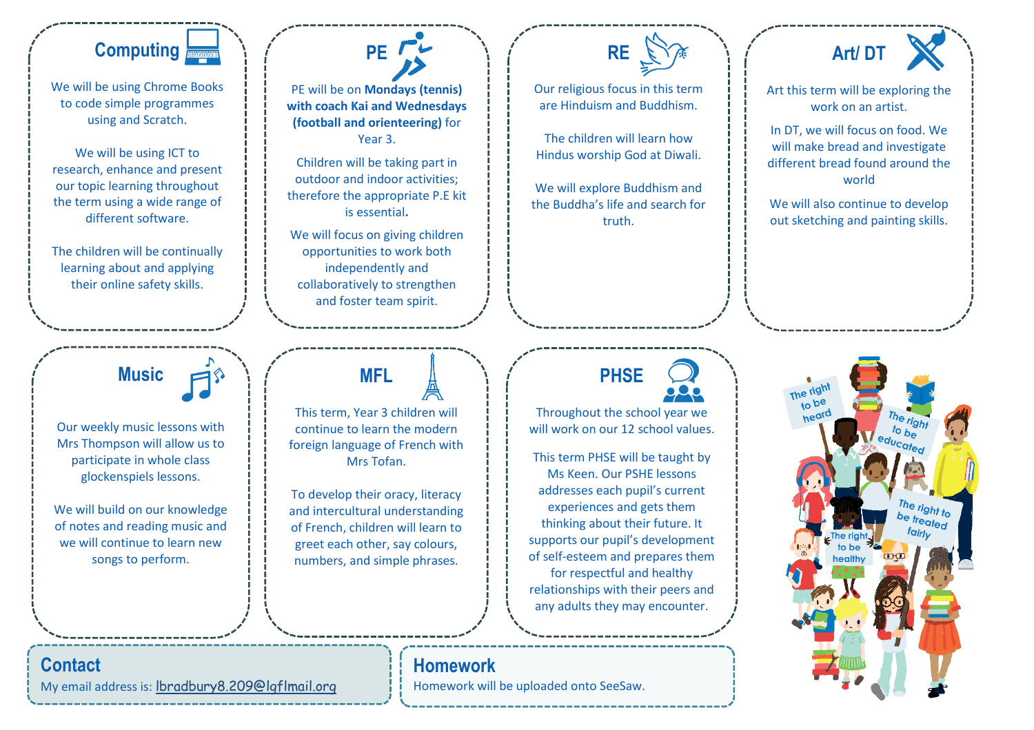## Computing

We will be using Chrome Books to code simple programmes using and Scratch.

We will be using ICT to research, enhance and present our topic learning throughout the term using a wide range of different software.

The children will be continually learning about and applying their online safety skills.

## PE

PE will be on **Mondays (tennis) with coach Kai and Wednesdays (football and orienteering)** for Year 3.

Children will be taking part in outdoor and indoor activities; therefore the appropriate P.E kit is essential**.**

We will focus on giving children opportunities to work both independently and collaboratively to strengthen and foster team spirit.

## RE

Our religious focus in this term are Hinduism and Buddhism.

The children will learn how Hindus worship God at Diwali.

We will explore Buddhism and the Buddha's life and search for truth.

## Art/ DT

Art this term will be exploring the work on an artist.

In DT, we will focus on food. We will make bread and investigate different bread found around the world

We will also continue to develop out sketching and painting skills.

## Music

Our weekly music lessons with Mrs Thompson will allow us to participate in whole class glockenspiels lessons.

We will build on our knowledge of notes and reading music and we will continue to learn new songs to perform.

## MFL

This term, Year 3 children will continue to learn the modern foreign language of French with Mrs Tofan.

To develop their oracy, literacy and intercultural understanding of French, children will learn to greet each other, say colours, numbers, and simple phrases.

## PHSE

Throughout the school year we will work on our 12 school values.

This term PHSE will be taught by Ms Keen. Our PSHE lessons addresses each pupil's current experiences and gets them thinking about their future. It supports our pupil's development of self-esteem and prepares them for respectful and healthy relationships with their peers and any adults they may encounter.

The right to be heard

The right to be educated

The right to be treated fairly

The right to be healthy

## Contact

My email address is: lbradbury8.209@lgflmail.org

## Homework

Homework will be uploaded onto SeeSaw.